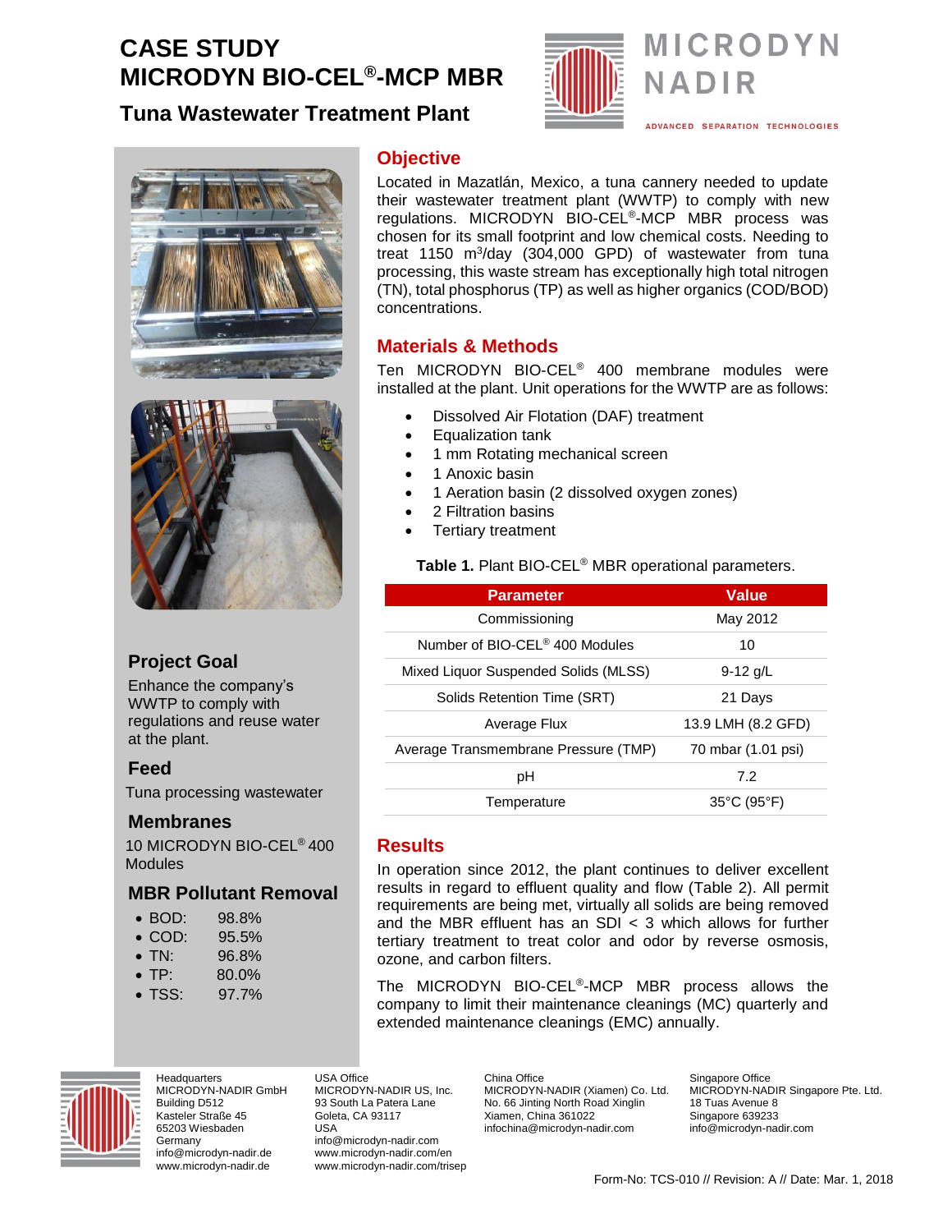# CASE STUDY
# MICRODYN BIO-CEL®-MCP MBR

## Tuna Wastewater Treatment Plant

MICRODYN NADIR

ADVANCED SEPARATION TECHNOLOGIES

## Objective

Located in Mazatlán, Mexico, a tuna cannery needed to update their wastewater treatment plant (WWTP) to comply with new regulations. MICRODYN BIO-CEL®-MCP MBR process was chosen for its small footprint and low chemical costs. Needing to treat 1150 $m^3$/day (304,000 GPD) of wastewater from tuna processing, this waste stream has exceptionally high total nitrogen (TN), total phosphorus (TP) as well as higher organics (COD/BOD) concentrations.

## Materials & Methods

Ten MICRODYN BIO-CEL® 400 membrane modules were installed at the plant. Unit operations for the WWTP are as follows:

- Dissolved Air Flotation (DAF) treatment
- Equalization tank
- 1 mm Rotating mechanical screen
- 1 Anoxic basin
- 1 Aeration basin (2 dissolved oxygen zones)
- 2 Filtration basins
- Tertiary treatment

**Table 1.** Plant BIO-CEL® MBR operational parameters.

| Parameter | Value |
| --- | --- |
| Commissioning | May 2012 |
| Number of BIO-CEL® 400 Modules | 10 |
| Mixed Liquor Suspended Solids (MLSS) | 9-12 g/L |
| Solids Retention Time (SRT) | 21 Days |
| Average Flux | 13.9 LMH (8.2 GFD) |
| Average Transmembrane Pressure (TMP) | 70 mbar (1.01 psi) |
| pH | 7.2 |
| Temperature | 35°C (95°F) |

## Results

In operation since 2012, the plant continues to deliver excellent results in regard to effluent quality and flow (Table 2). All permit requirements are being met, virtually all solids are being removed and the MBR effluent has an SDI < 3 which allows for further tertiary treatment to treat color and odor by reverse osmosis, ozone, and carbon filters.

The MICRODYN BIO-CEL®-MCP MBR process allows the company to limit their maintenance cleanings (MC) quarterly and extended maintenance cleanings (EMC) annually.

## Project Goal

Enhance the company's WWTP to comply with regulations and reuse water at the plant.

## Feed

Tuna processing wastewater

## Membranes

10 MICRODYN BIO-CEL® 400 Modules

## MBR Pollutant Removal

- BOD: 98.8%
- COD: 95.5%
- TN: 96.8%
- TP: 80.0%
- TSS: 97.7%

Headquarters
MICRODYN-NADIR GmbH
Building D512
Kasteler Straße 45
65203 Wiesbaden
Germany
info@microdyn-nadir.de
www.microdyn-nadir.de

USA Office
MICRODYN-NADIR US, Inc.
93 South La Patera Lane
Goleta, CA 93117
USA
info@microdyn-nadir.com
www.microdyn-nadir.com/en
www.microdyn-nadir.com/trisep

China Office
MICRODYN-NADIR (Xiamen) Co. Ltd.
No. 66 Jinting North Road Xinglin
Xiamen, China 361022
infochina@microdyn-nadir.com

Singapore Office
MICRODYN-NADIR Singapore Pte. Ltd.
18 Tuas Avenue 8
Singapore 639233
info@microdyn-nadir.com

Form-No: TCS-010 // Revision: A // Date: Mar. 1, 2018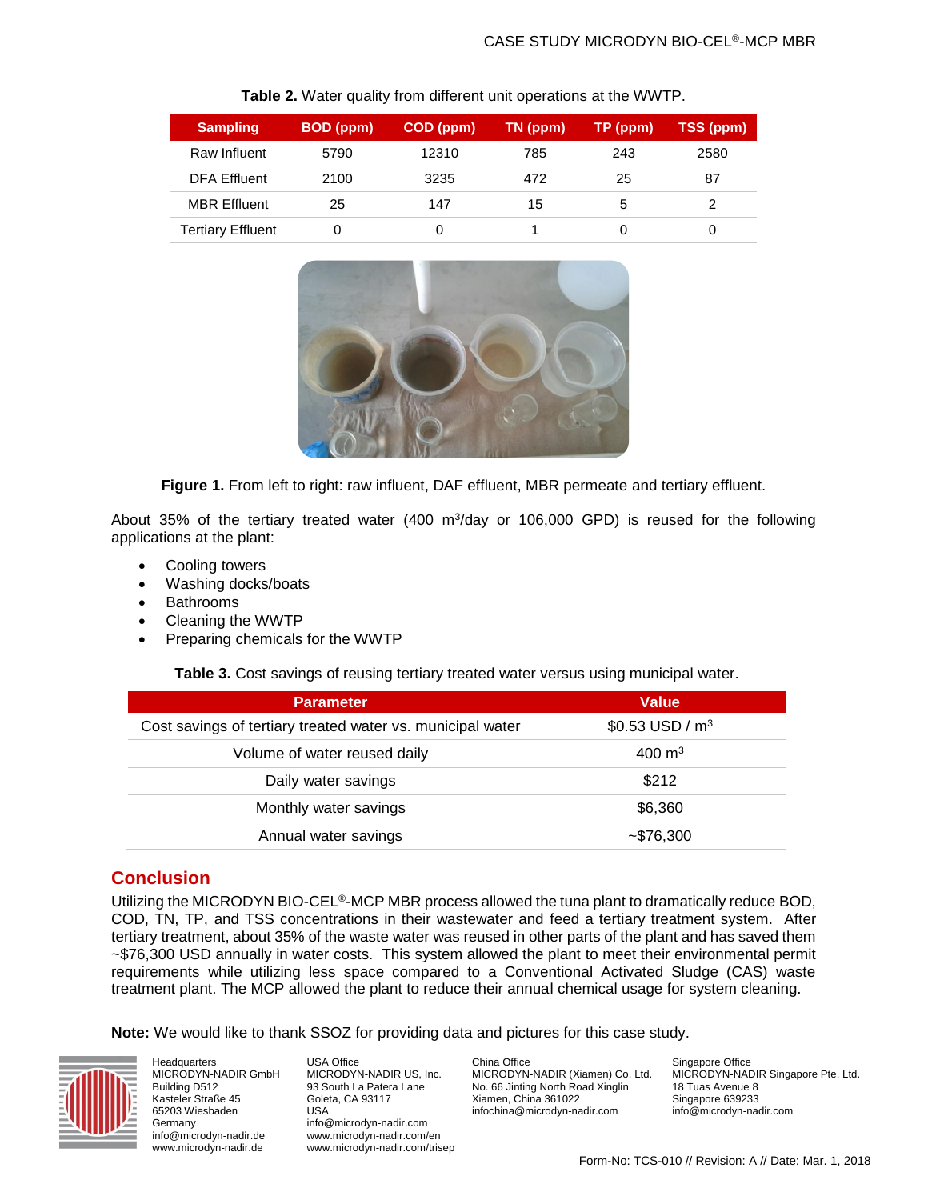**Table 2.** Water quality from different unit operations at the WWTP.

| Sampling | BOD (ppm) | COD (ppm) | TN (ppm) | TP (ppm) | TSS (ppm) |
|---|---|---|---|---|---|
| Raw Influent | 5790 | 12310 | 785 | 243 | 2580 |
| DFA Effluent | 2100 | 3235 | 472 | 25 | 87 |
| MBR Effluent | 25 | 147 | 15 | 5 | 2 |
| Tertiary Effluent | 0 | 0 | 1 | 0 | 0 |

**Figure 1.** From left to right: raw influent, DAF effluent, MBR permeate and tertiary effluent.

About 35% of the tertiary treated water (400 m$^3$/day or 106,000 GPD) is reused for the following applications at the plant:

- Cooling towers
- Washing docks/boats
- Bathrooms
- Cleaning the WWTP
- Preparing chemicals for the WWTP

**Table 3.** Cost savings of reusing tertiary treated water versus using municipal water.

| Parameter | Value |
|---|---|
| Cost savings of tertiary treated water vs. municipal water | \$0.53 USD / m$^3$ |
| Volume of water reused daily | 400 m$^3$ |
| Daily water savings | \$212 |
| Monthly water savings | \$6,360 |
| Annual water savings | ~\$76,300 |

## Conclusion

Utilizing the MICRODYN BIO-CEL®-MCP MBR process allowed the tuna plant to dramatically reduce BOD, COD, TN, TP, and TSS concentrations in their wastewater and feed a tertiary treatment system. After tertiary treatment, about 35% of the waste water was reused in other parts of the plant and has saved them ~\$76,300 USD annually in water costs. This system allowed the plant to meet their environmental permit requirements while utilizing less space compared to a Conventional Activated Sludge (CAS) waste treatment plant. The MCP allowed the plant to reduce their annual chemical usage for system cleaning.

**Note:** We would like to thank SSOZ for providing data and pictures for this case study.

Headquarters
MICRODYN-NADIR GmbH
Building D512
Kasteler Straße 45
65203 Wiesbaden
Germany
info@microdyn-nadir.de
www.microdyn-nadir.de

USA Office
MICRODYN-NADIR US, Inc.
93 South La Patera Lane
Goleta, CA 93117
USA
info@microdyn-nadir.com
www.microdyn-nadir.com/en
www.microdyn-nadir.com/trisep

China Office
MICRODYN-NADIR (Xiamen) Co. Ltd.
No. 66 Jinting North Road Xinglin
Xiamen, China 361022
infochina@microdyn-nadir.com

Singapore Office
MICRODYN-NADIR Singapore Pte. Ltd.
18 Tuas Avenue 8
Singapore 639233
info@microdyn-nadir.com

Form-No: TCS-010 // Revision: A // Date: Mar. 1, 2018